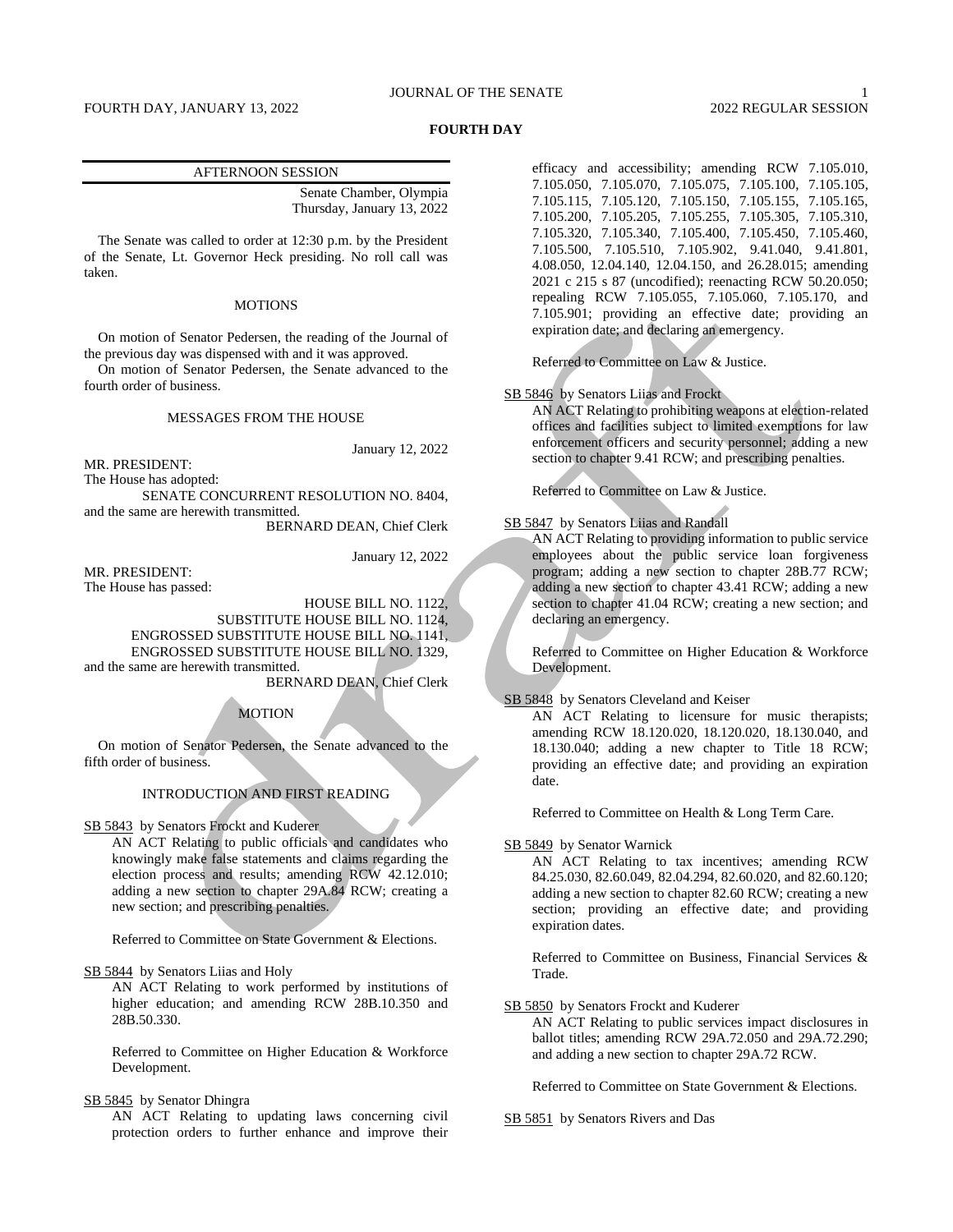# FOURTH DAY

## AFTERNOON SESSION

Senate Chamber, Olympia
Thursday, January 13, 2022

The Senate was called to order at 12:30 p.m. by the President of the Senate, Lt. Governor Heck presiding. No roll call was taken.

### MOTIONS

On motion of Senator Pedersen, the reading of the Journal of the previous day was dispensed with and it was approved.

On motion of Senator Pedersen, the Senate advanced to the fourth order of business.

### MESSAGES FROM THE HOUSE

January 12, 2022

MR. PRESIDENT:
The House has adopted:

SENATE CONCURRENT RESOLUTION NO. 8404,

and the same are herewith transmitted.

BERNARD DEAN, Chief Clerk

January 12, 2022

MR. PRESIDENT:
The House has passed:

HOUSE BILL NO. 1122,
SUBSTITUTE HOUSE BILL NO. 1124,
ENGROSSED SUBSTITUTE HOUSE BILL NO. 1141,
ENGROSSED SUBSTITUTE HOUSE BILL NO. 1329,

and the same are herewith transmitted.

BERNARD DEAN, Chief Clerk

### MOTION

On motion of Senator Pedersen, the Senate advanced to the fifth order of business.

### INTRODUCTION AND FIRST READING

SB 5843 by Senators Frockt and Kuderer

AN ACT Relating to public officials and candidates who knowingly make false statements and claims regarding the election process and results; amending RCW 42.12.010; adding a new section to chapter 29A.84 RCW; creating a new section; and prescribing penalties.

Referred to Committee on State Government & Elections.

SB 5844 by Senators Liias and Holy

AN ACT Relating to work performed by institutions of higher education; and amending RCW 28B.10.350 and 28B.50.330.

Referred to Committee on Higher Education & Workforce Development.

SB 5845 by Senator Dhingra

AN ACT Relating to updating laws concerning civil protection orders to further enhance and improve their efficacy and accessibility; amending RCW 7.105.010, 7.105.050, 7.105.070, 7.105.075, 7.105.100, 7.105.105, 7.105.115, 7.105.120, 7.105.150, 7.105.155, 7.105.165, 7.105.200, 7.105.205, 7.105.255, 7.105.305, 7.105.310, 7.105.320, 7.105.340, 7.105.400, 7.105.450, 7.105.460, 7.105.500, 7.105.510, 7.105.902, 9.41.040, 9.41.801, 4.08.050, 12.04.140, 12.04.150, and 26.28.015; amending 2021 c 215 s 87 (uncodified); reenacting RCW 50.20.050; repealing RCW 7.105.055, 7.105.060, 7.105.170, and 7.105.901; providing an effective date; providing an expiration date; and declaring an emergency.

Referred to Committee on Law & Justice.

SB 5846 by Senators Liias and Frockt

AN ACT Relating to prohibiting weapons at election-related offices and facilities subject to limited exemptions for law enforcement officers and security personnel; adding a new section to chapter 9.41 RCW; and prescribing penalties.

Referred to Committee on Law & Justice.

SB 5847 by Senators Liias and Randall

AN ACT Relating to providing information to public service employees about the public service loan forgiveness program; adding a new section to chapter 28B.77 RCW; adding a new section to chapter 43.41 RCW; adding a new section to chapter 41.04 RCW; creating a new section; and declaring an emergency.

Referred to Committee on Higher Education & Workforce Development.

SB 5848 by Senators Cleveland and Keiser

AN ACT Relating to licensure for music therapists; amending RCW 18.120.020, 18.120.020, 18.130.040, and 18.130.040; adding a new chapter to Title 18 RCW; providing an effective date; and providing an expiration date.

Referred to Committee on Health & Long Term Care.

SB 5849 by Senator Warnick

AN ACT Relating to tax incentives; amending RCW 84.25.030, 82.60.049, 82.04.294, 82.60.020, and 82.60.120; adding a new section to chapter 82.60 RCW; creating a new section; providing an effective date; and providing expiration dates.

Referred to Committee on Business, Financial Services & Trade.

SB 5850 by Senators Frockt and Kuderer

AN ACT Relating to public services impact disclosures in ballot titles; amending RCW 29A.72.050 and 29A.72.290; and adding a new section to chapter 29A.72 RCW.

Referred to Committee on State Government & Elections.

SB 5851 by Senators Rivers and Das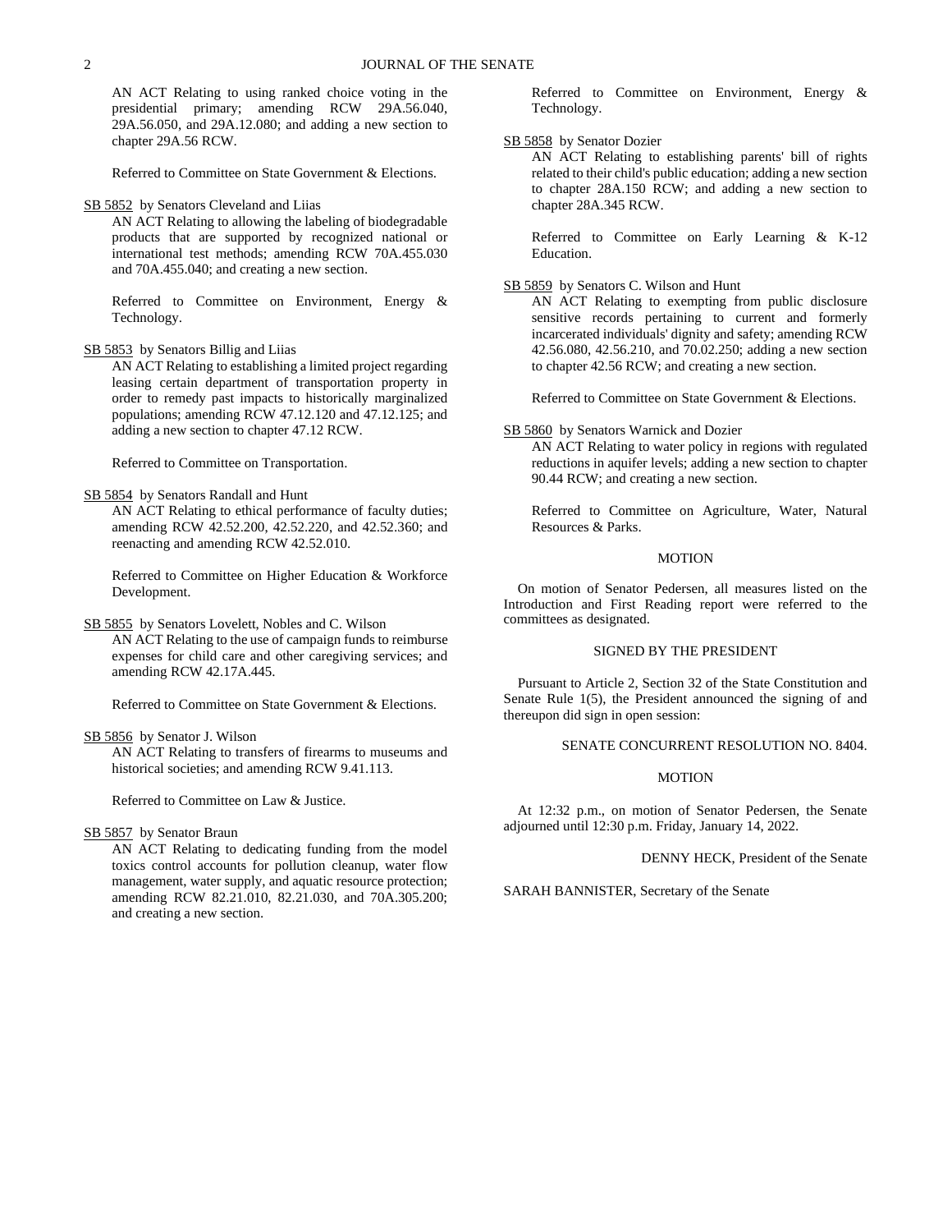AN ACT Relating to using ranked choice voting in the presidential primary; amending RCW 29A.56.040, 29A.56.050, and 29A.12.080; and adding a new section to chapter 29A.56 RCW.

Referred to Committee on State Government & Elections.

SB 5852 by Senators Cleveland and Liias

AN ACT Relating to allowing the labeling of biodegradable products that are supported by recognized national or international test methods; amending RCW 70A.455.030 and 70A.455.040; and creating a new section.

Referred to Committee on Environment, Energy & Technology.

SB 5853 by Senators Billig and Liias

AN ACT Relating to establishing a limited project regarding leasing certain department of transportation property in order to remedy past impacts to historically marginalized populations; amending RCW 47.12.120 and 47.12.125; and adding a new section to chapter 47.12 RCW.

Referred to Committee on Transportation.

SB 5854 by Senators Randall and Hunt

AN ACT Relating to ethical performance of faculty duties; amending RCW 42.52.200, 42.52.220, and 42.52.360; and reenacting and amending RCW 42.52.010.

Referred to Committee on Higher Education & Workforce Development.

SB 5855 by Senators Lovelett, Nobles and C. Wilson

AN ACT Relating to the use of campaign funds to reimburse expenses for child care and other caregiving services; and amending RCW 42.17A.445.

Referred to Committee on State Government & Elections.

SB 5856 by Senator J. Wilson

AN ACT Relating to transfers of firearms to museums and historical societies; and amending RCW 9.41.113.

Referred to Committee on Law & Justice.

SB 5857 by Senator Braun

AN ACT Relating to dedicating funding from the model toxics control accounts for pollution cleanup, water flow management, water supply, and aquatic resource protection; amending RCW 82.21.010, 82.21.030, and 70A.305.200; and creating a new section.

Referred to Committee on Environment, Energy & Technology.

SB 5858 by Senator Dozier

AN ACT Relating to establishing parents' bill of rights related to their child's public education; adding a new section to chapter 28A.150 RCW; and adding a new section to chapter 28A.345 RCW.

Referred to Committee on Early Learning & K-12 Education.

SB 5859 by Senators C. Wilson and Hunt

AN ACT Relating to exempting from public disclosure sensitive records pertaining to current and formerly incarcerated individuals' dignity and safety; amending RCW 42.56.080, 42.56.210, and 70.02.250; adding a new section to chapter 42.56 RCW; and creating a new section.

Referred to Committee on State Government & Elections.

SB 5860 by Senators Warnick and Dozier

AN ACT Relating to water policy in regions with regulated reductions in aquifer levels; adding a new section to chapter 90.44 RCW; and creating a new section.

Referred to Committee on Agriculture, Water, Natural Resources & Parks.

MOTION

On motion of Senator Pedersen, all measures listed on the Introduction and First Reading report were referred to the committees as designated.

SIGNED BY THE PRESIDENT

Pursuant to Article 2, Section 32 of the State Constitution and Senate Rule 1(5), the President announced the signing of and thereupon did sign in open session:

SENATE CONCURRENT RESOLUTION NO. 8404.

MOTION

At 12:32 p.m., on motion of Senator Pedersen, the Senate adjourned until 12:30 p.m. Friday, January 14, 2022.

DENNY HECK, President of the Senate

SARAH BANNISTER, Secretary of the Senate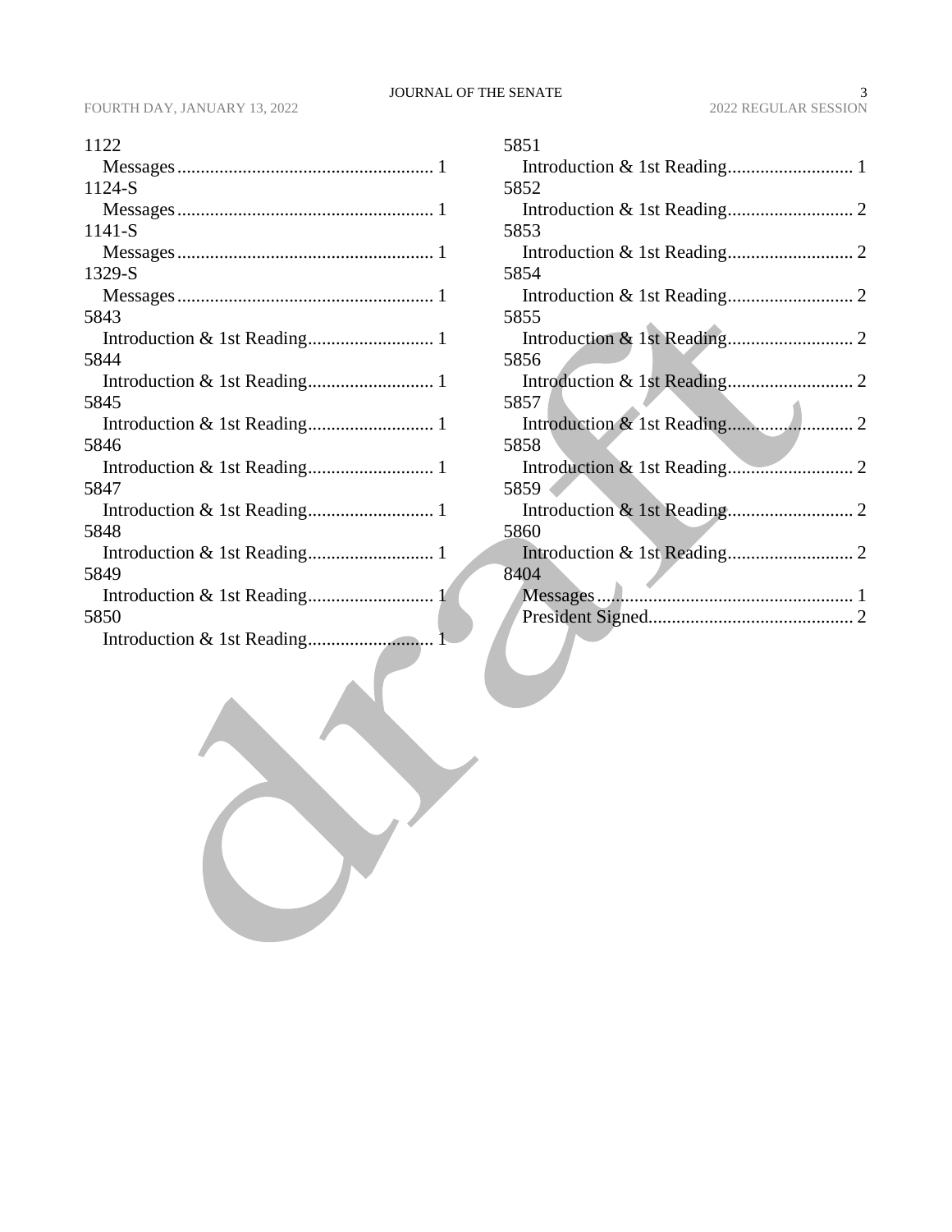1122
  Messages....................................................... 1
1124-S
  Messages....................................................... 1
1141-S
  Messages....................................................... 1
1329-S
  Messages....................................................... 1
5843
  Introduction & 1st Reading........................... 1
5844
  Introduction & 1st Reading........................... 1
5845
  Introduction & 1st Reading........................... 1
5846
  Introduction & 1st Reading........................... 1
5847
  Introduction & 1st Reading........................... 1
5848
  Introduction & 1st Reading........................... 1
5849
  Introduction & 1st Reading........................... 1
5850
  Introduction & 1st Reading........................... 1
5851
  Introduction & 1st Reading........................... 1
5852
  Introduction & 1st Reading........................... 2
5853
  Introduction & 1st Reading........................... 2
5854
  Introduction & 1st Reading........................... 2
5855
  Introduction & 1st Reading........................... 2
5856
  Introduction & 1st Reading........................... 2
5857
  Introduction & 1st Reading........................... 2
5858
  Introduction & 1st Reading........................... 2
5859
  Introduction & 1st Reading........................... 2
5860
  Introduction & 1st Reading........................... 2
8404
  Messages....................................................... 1
  President Signed............................................ 2

draft